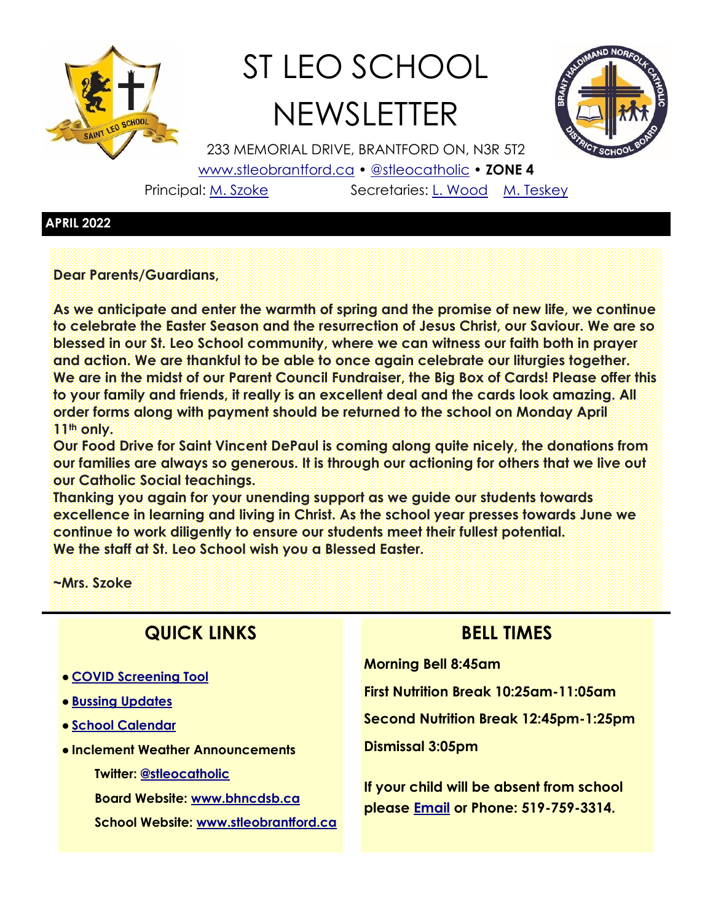# ST LEO SCHOOL NEWSLETTER

233 MEMORIAL DRIVE, BRANTFORD ON, N3R 5T2

[www.stleobrantford.ca](www.stleobrantford.ca) • [@stleocatholic]() • **ZONE 4**

Principal: [M. Szoke]() Secretaries: [L. Wood]() [M. Teskey]()

**APRIL 2022**

**Dear Parents/Guardians,**

**As we anticipate and enter the warmth of spring and the promise of new life, we continue to celebrate the Easter Season and the resurrection of Jesus Christ, our Saviour. We are so blessed in our St. Leo School community, where we can witness our faith both in prayer and action. We are thankful to be able to once again celebrate our liturgies together. We are in the midst of our Parent Council Fundraiser, the Big Box of Cards! Please offer this to your family and friends, it really is an excellent deal and the cards look amazing. All order forms along with payment should be returned to the school on Monday April 11th only.**

**Our Food Drive for Saint Vincent DePaul is coming along quite nicely, the donations from our families are always so generous. It is through our actioning for others that we live out our Catholic Social teachings.**

**Thanking you again for your unending support as we guide our students towards excellence in learning and living in Christ. As the school year presses towards June we continue to work diligently to ensure our students meet their fullest potential.**

**We the staff at St. Leo School wish you a Blessed Easter.**

**~Mrs. Szoke**

## QUICK LINKS

- **[COVID Screening Tool]()**
- **[Bussing Updates]()**
- **[School Calendar]()**
- **Inclement Weather Announcements**
  - **Twitter: [@stleocatholic]()**
  - **Board Website: [www.bhncdsb.ca](www.bhncdsb.ca)**
  - **School Website: [www.stleobrantford.ca](www.stleobrantford.ca)**

## BELL TIMES

**Morning Bell 8:45am**

**First Nutrition Break 10:25am-11:05am**

**Second Nutrition Break 12:45pm-1:25pm**

**Dismissal 3:05pm**

**If your child will be absent from school please [Email]() or Phone: 519-759-3314.**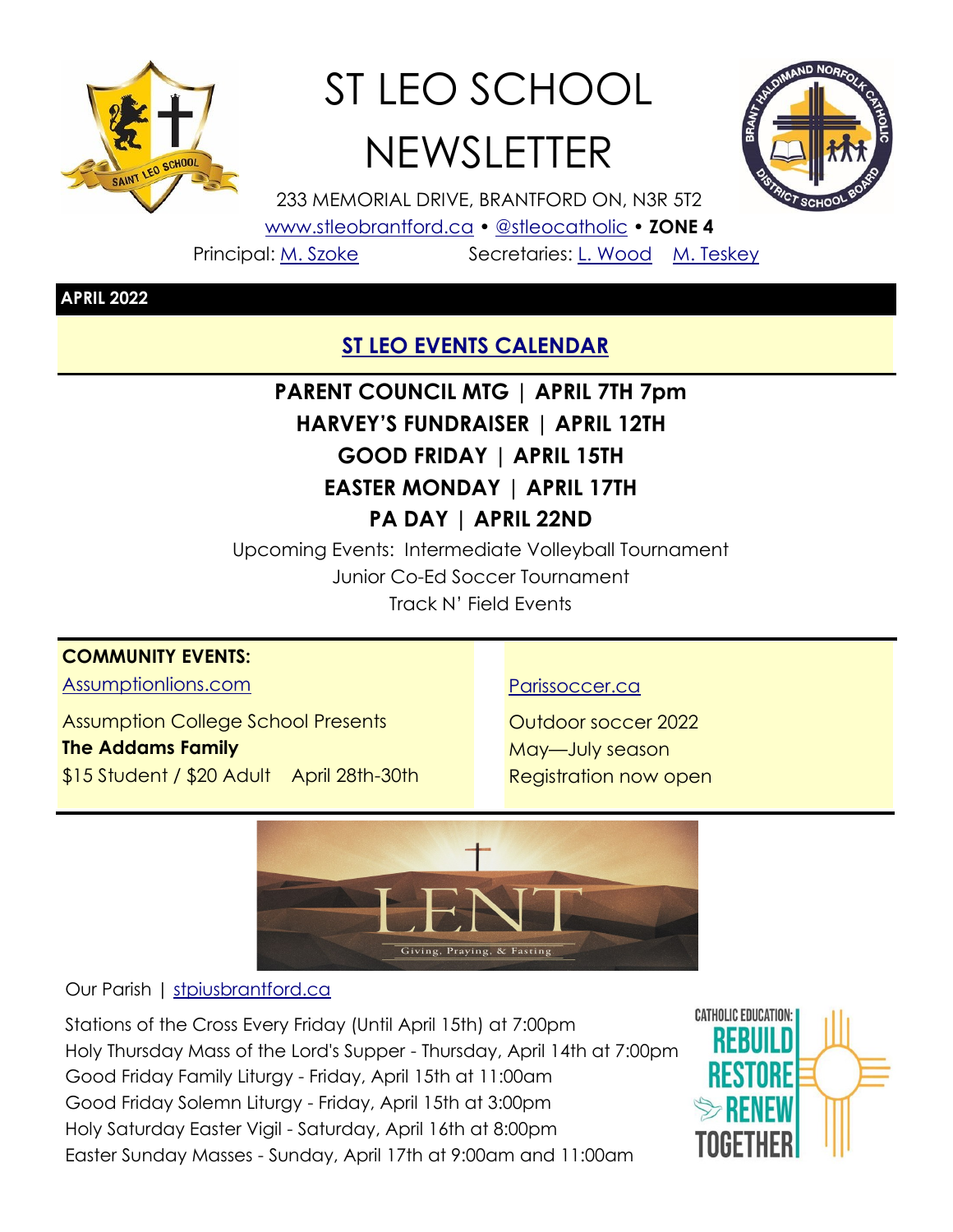# ST LEO SCHOOL NEWSLETTER

233 MEMORIAL DRIVE, BRANTFORD ON, N3R 5T2

www.stleobrantford.ca • @stleocatholic • **ZONE 4**

Principal: M. Szoke Secretaries: L. Wood M. Teskey

**APRIL 2022**

## ST LEO EVENTS CALENDAR

**PARENT COUNCIL MTG | APRIL 7TH 7pm**

**HARVEY'S FUNDRAISER | APRIL 12TH**

**GOOD FRIDAY | APRIL 15TH**

**EASTER MONDAY | APRIL 17TH**

**PA DAY | APRIL 22ND**

Upcoming Events: Intermediate Volleyball Tournament
Junior Co-Ed Soccer Tournament
Track N' Field Events

**COMMUNITY EVENTS:**

Assumptionlions.com

Assumption College School Presents
**The Addams Family**
$15 Student / $20 Adult April 28th-30th

Parissoccer.ca

Outdoor soccer 2022
May—July season
Registration now open

Our Parish | stpiusbrantford.ca

Stations of the Cross Every Friday (Until April 15th) at 7:00pm
Holy Thursday Mass of the Lord's Supper - Thursday, April 14th at 7:00pm
Good Friday Family Liturgy - Friday, April 15th at 11:00am
Good Friday Solemn Liturgy - Friday, April 15th at 3:00pm
Holy Saturday Easter Vigil - Saturday, April 16th at 8:00pm
Easter Sunday Masses - Sunday, April 17th at 9:00am and 11:00am